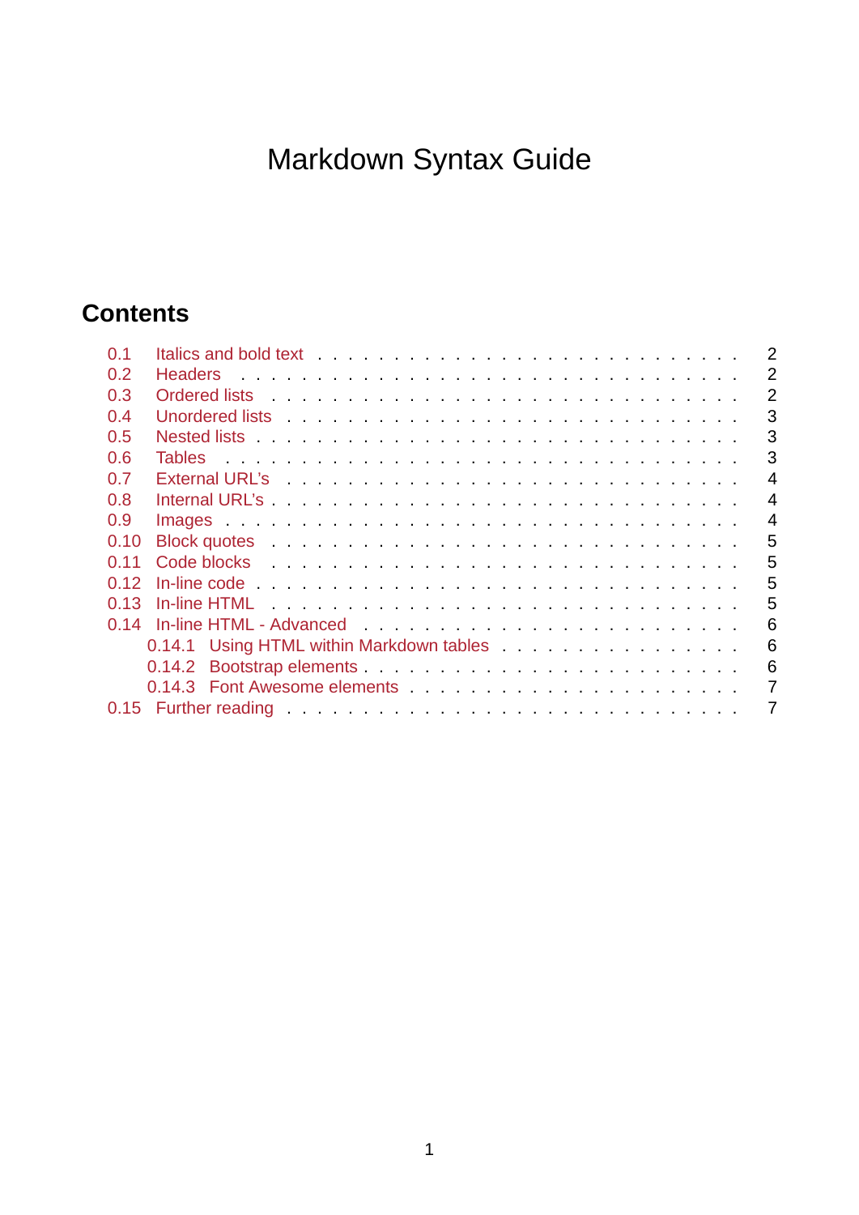# Markdown Syntax Guide

## Contents

- 0.1 Italics and bold text . . . . . 2
- 0.2 Headers . . . . . 2
- 0.3 Ordered lists . . . . . 2
- 0.4 Unordered lists . . . . . 3
- 0.5 Nested lists . . . . . 3
- 0.6 Tables . . . . . 3
- 0.7 External URL's . . . . . 4
- 0.8 Internal URL's . . . . . 4
- 0.9 Images . . . . . 4
- 0.10 Block quotes . . . . . 5
- 0.11 Code blocks . . . . . 5
- 0.12 In-line code . . . . . 5
- 0.13 In-line HTML . . . . . 5
- 0.14 In-line HTML - Advanced . . . . . 6
  - 0.14.1 Using HTML within Markdown tables . . . . . 6
  - 0.14.2 Bootstrap elements . . . . . 6
  - 0.14.3 Font Awesome elements . . . . . 7
- 0.15 Further reading . . . . . 7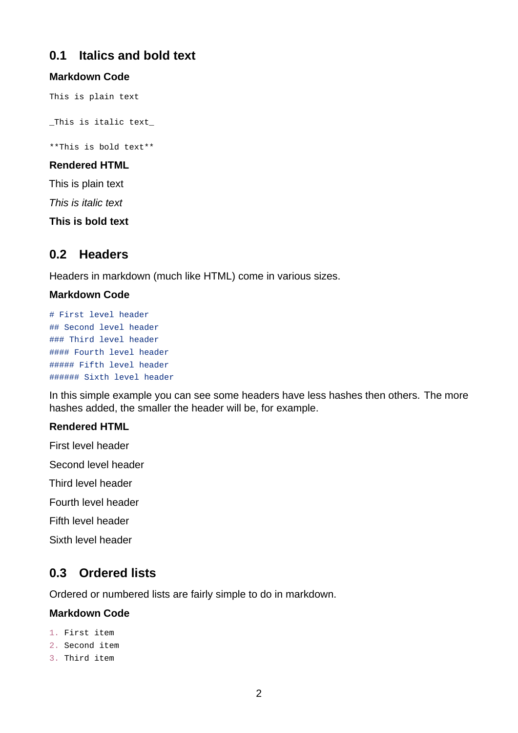## 0.1 Italics and bold text

### Markdown Code

```
This is plain text

_This is italic text_

**This is bold text**
```

### Rendered HTML

This is plain text

*This is italic text*

**This is bold text**

## 0.2 Headers

Headers in markdown (much like HTML) come in various sizes.

### Markdown Code

```
# First level header
## Second level header
### Third level header
#### Fourth level header
##### Fifth level header
###### Sixth level header
```

In this simple example you can see some headers have less hashes then others. The more hashes added, the smaller the header will be, for example.

### Rendered HTML

First level header

Second level header

Third level header

Fourth level header

Fifth level header

Sixth level header

## 0.3 Ordered lists

Ordered or numbered lists are fairly simple to do in markdown.

### Markdown Code

```
1. First item
2. Second item
3. Third item
```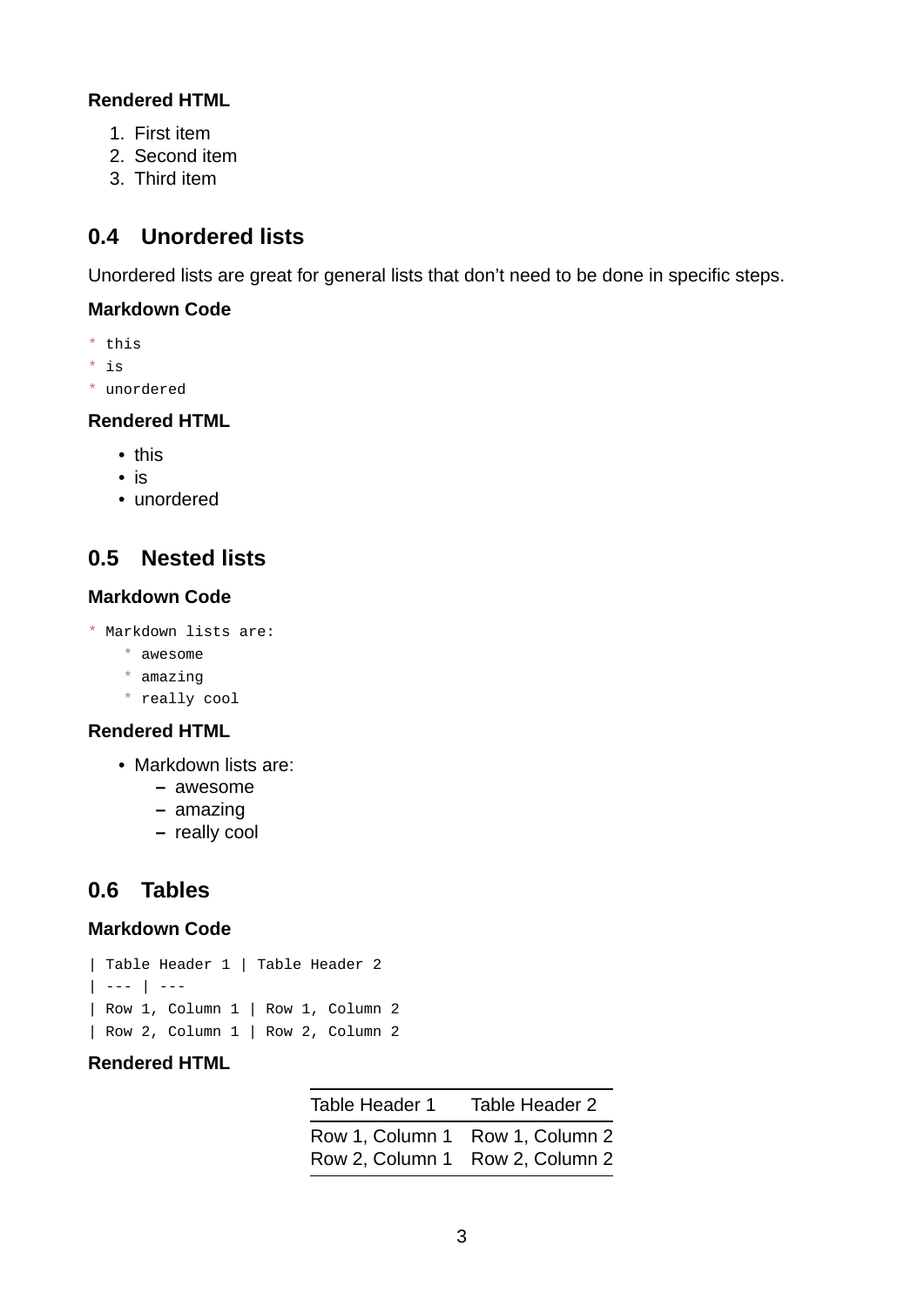**Rendered HTML**

1. First item
2. Second item
3. Third item

## 0.4 Unordered lists

Unordered lists are great for general lists that don't need to be done in specific steps.

**Markdown Code**

```
* this
* is
* unordered
```

**Rendered HTML**

- this
- is
- unordered

## 0.5 Nested lists

**Markdown Code**

```
* Markdown lists are:
    * awesome
    * amazing
    * really cool
```

**Rendered HTML**

- Markdown lists are:
  - awesome
  - amazing
  - really cool

## 0.6 Tables

**Markdown Code**

```
| Table Header 1 | Table Header 2
| --- | ---
| Row 1, Column 1 | Row 1, Column 2
| Row 2, Column 1 | Row 2, Column 2
```

**Rendered HTML**

| Table Header 1 | Table Header 2 |
| --- | --- |
| Row 1, Column 1 | Row 1, Column 2 |
| Row 2, Column 1 | Row 2, Column 2 |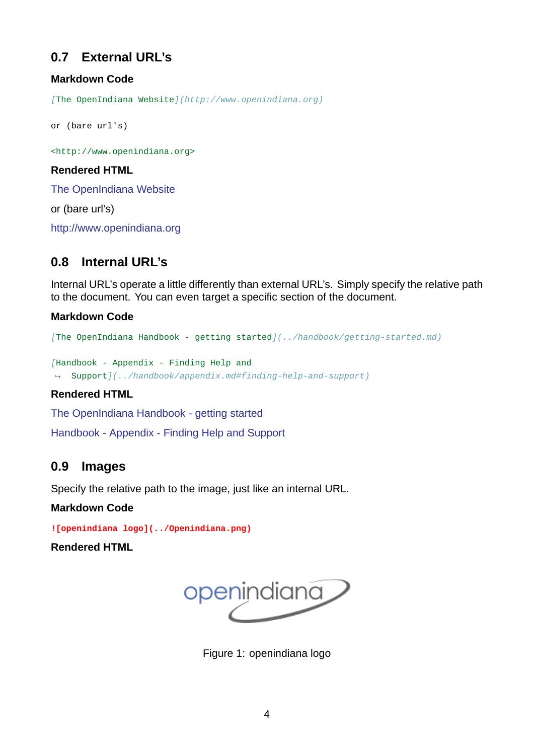## 0.7 External URL's

#### Markdown Code

```
[The OpenIndiana Website](http://www.openindiana.org)

or (bare url's)

<http://www.openindiana.org>
```

#### Rendered HTML

The OpenIndiana Website

or (bare url's)

http://www.openindiana.org

## 0.8 Internal URL's

Internal URL's operate a little differently than external URL's. Simply specify the relative path to the document. You can even target a specific section of the document.

#### Markdown Code

```
[The OpenIndiana Handbook - getting started](../handbook/getting-started.md)

[Handbook - Appendix - Finding Help and
↪ Support](../handbook/appendix.md#finding-help-and-support)
```

#### Rendered HTML

The OpenIndiana Handbook - getting started

Handbook - Appendix - Finding Help and Support

## 0.9 Images

Specify the relative path to the image, just like an internal URL.

#### Markdown Code

```
![openindiana logo](../Openindiana.png)
```

#### Rendered HTML

Figure 1: openindiana logo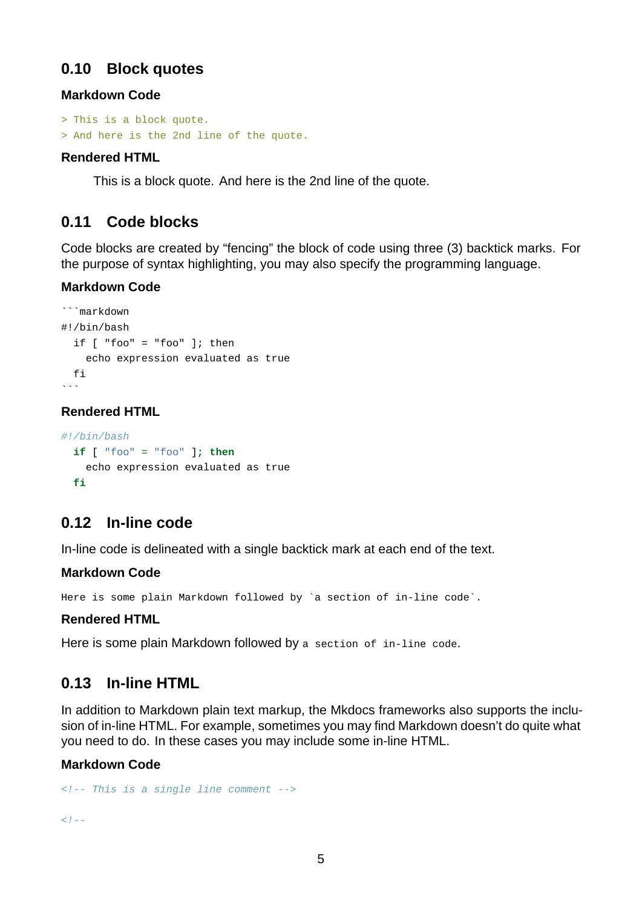## 0.10 Block quotes

### Markdown Code

```
> This is a block quote.
> And here is the 2nd line of the quote.
```

### Rendered HTML

> This is a block quote. And here is the 2nd line of the quote.

## 0.11 Code blocks

Code blocks are created by “fencing” the block of code using three (3) backtick marks. For the purpose of syntax highlighting, you may also specify the programming language.

### Markdown Code

````
```markdown
#!/bin/bash
  if [ "foo" = "foo" ]; then
    echo expression evaluated as true
  fi
```
````

### Rendered HTML

```bash
#!/bin/bash
  if [ "foo" = "foo" ]; then
    echo expression evaluated as true
  fi
```

## 0.12 In-line code

In-line code is delineated with a single backtick mark at each end of the text.

### Markdown Code

```
Here is some plain Markdown followed by `a section of in-line code`.
```

### Rendered HTML

Here is some plain Markdown followed by `a section of in-line code`.

## 0.13 In-line HTML

In addition to Markdown plain text markup, the Mkdocs frameworks also supports the inclusion of in-line HTML. For example, sometimes you may find Markdown doesn’t do quite what you need to do. In these cases you may include some in-line HTML.

### Markdown Code

```
<!-- This is a single line comment -->

<!--
```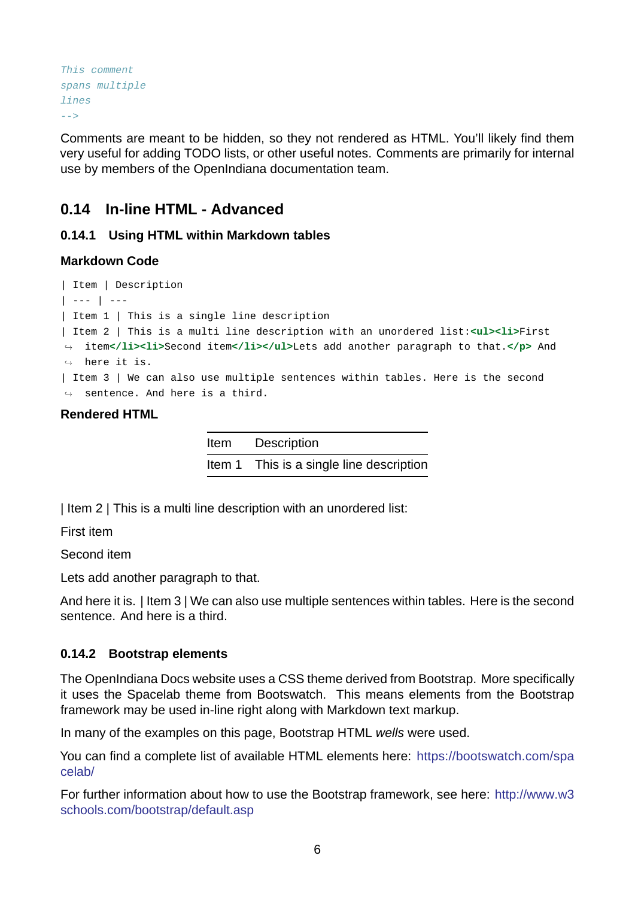```
This comment
spans multiple
lines
-->
```

Comments are meant to be hidden, so they not rendered as HTML. You'll likely find them very useful for adding TODO lists, or other useful notes. Comments are primarily for internal use by members of the OpenIndiana documentation team.

## 0.14 In-line HTML - Advanced

### 0.14.1 Using HTML within Markdown tables

#### Markdown Code

```
| Item | Description
| --- | ---
| Item 1 | This is a single line description
| Item 2 | This is a multi line description with an unordered list:<ul><li>First item</li><li>Second item</li></ul>Lets add another paragraph to that.</p> And here it is.
| Item 3 | We can also use multiple sentences within tables. Here is the second sentence. And here is a third.
```

#### Rendered HTML

| Item | Description |
| --- | --- |
| Item 1 | This is a single line description |

| Item 2 | This is a multi line description with an unordered list:

First item

Second item

Lets add another paragraph to that.

And here it is. | Item 3 | We can also use multiple sentences within tables. Here is the second sentence. And here is a third.

### 0.14.2 Bootstrap elements

The OpenIndiana Docs website uses a CSS theme derived from Bootstrap. More specifically it uses the Spacelab theme from Bootswatch. This means elements from the Bootstrap framework may be used in-line right along with Markdown text markup.

In many of the examples on this page, Bootstrap HTML *wells* were used.

You can find a complete list of available HTML elements here: https://bootswatch.com/spacelab/

For further information about how to use the Bootstrap framework, see here: http://www.w3schools.com/bootstrap/default.asp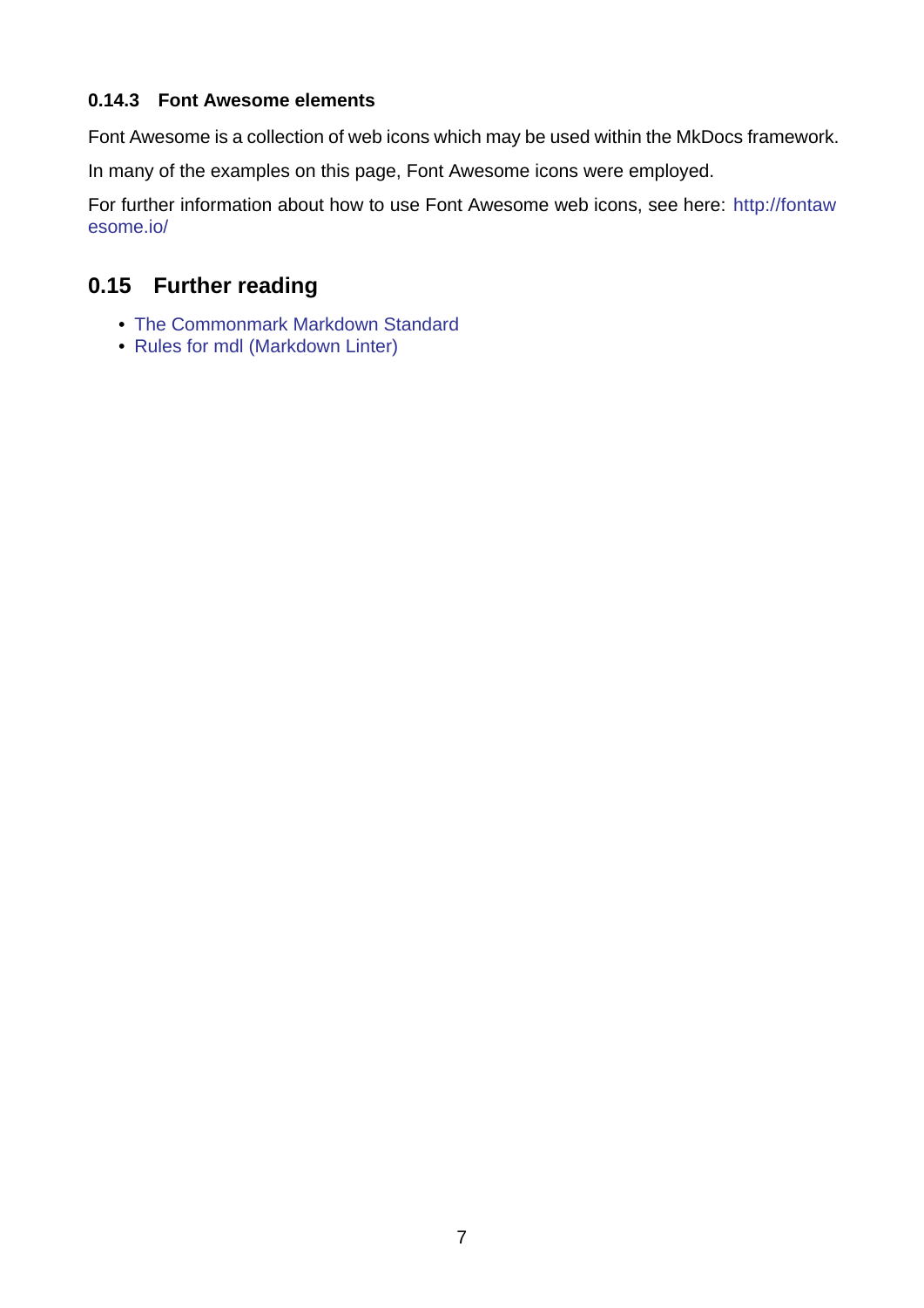### 0.14.3 Font Awesome elements

Font Awesome is a collection of web icons which may be used within the MkDocs framework.

In many of the examples on this page, Font Awesome icons were employed.

For further information about how to use Font Awesome web icons, see here: http://fontawesome.io/

## 0.15 Further reading

- The Commonmark Markdown Standard
- Rules for mdl (Markdown Linter)